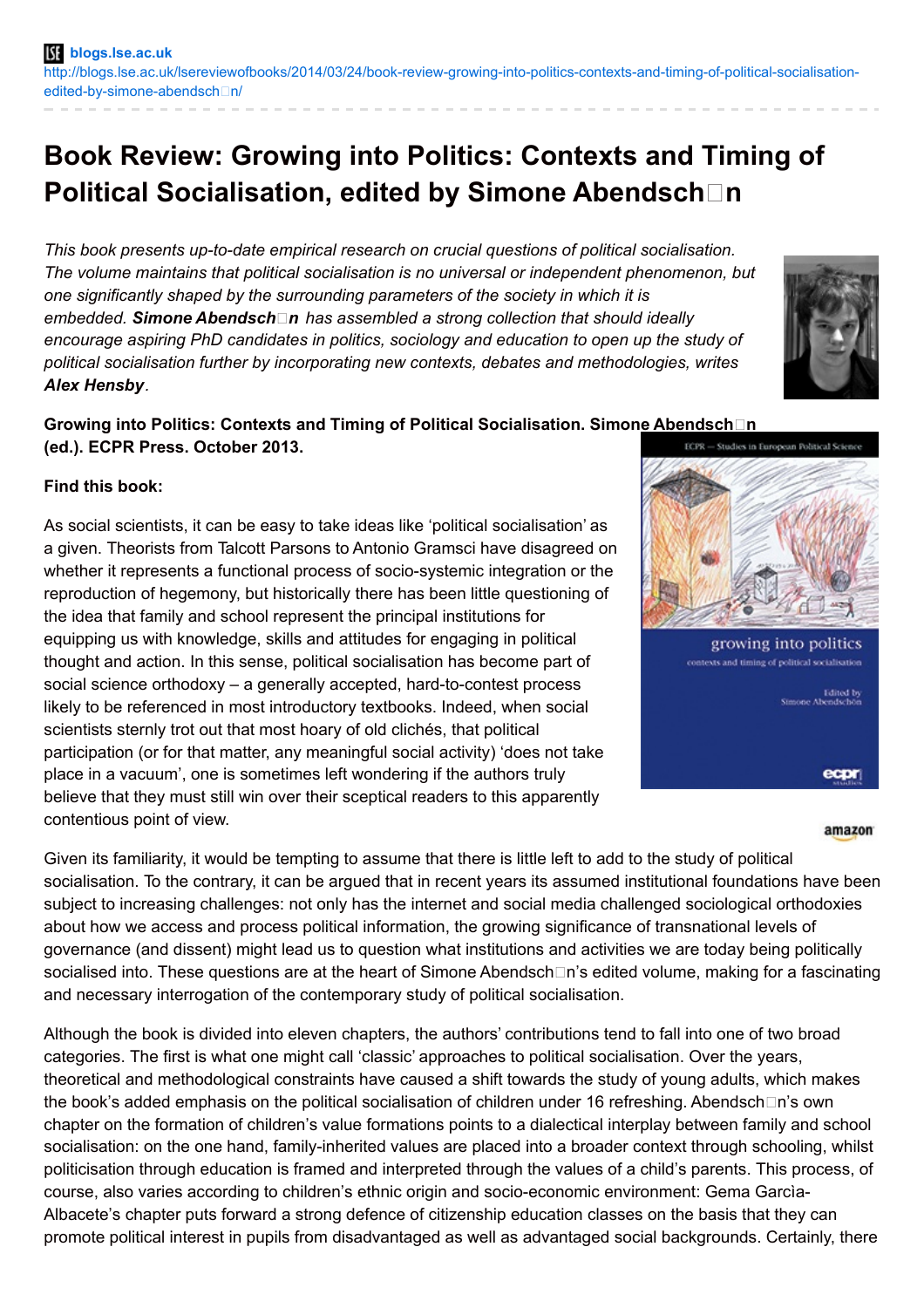blogs.lse.ac.uk
http://blogs.lse.ac.uk/lsereviewofbooks/2014/03/24/book-review-growing-into-politics-contexts-and-timing-of-political-socialisation-edited-by-simone-abendsch�n/

# Book Review: Growing into Politics: Contexts and Timing of Political Socialisation, edited by Simone Abendsch�n

*This book presents up-to-date empirical research on crucial questions of political socialisation. The volume maintains that political socialisation is no universal or independent phenomenon, but one significantly shaped by the surrounding parameters of the society in which it is embedded.* ***Simone Abendsch�n*** *has assembled a strong collection that should ideally encourage aspiring PhD candidates in politics, sociology and education to open up the study of political socialisation further by incorporating new contexts, debates and methodologies, writes* ***Alex Hensby****.*

**Growing into Politics: Contexts and Timing of Political Socialisation. Simone Abendsch�n (ed.). ECPR Press. October 2013.**

**Find this book:**

As social scientists, it can be easy to take ideas like 'political socialisation' as a given. Theorists from Talcott Parsons to Antonio Gramsci have disagreed on whether it represents a functional process of socio-systemic integration or the reproduction of hegemony, but historically there has been little questioning of the idea that family and school represent the principal institutions for equipping us with knowledge, skills and attitudes for engaging in political thought and action. In this sense, political socialisation has become part of social science orthodoxy – a generally accepted, hard-to-contest process likely to be referenced in most introductory textbooks. Indeed, when social scientists sternly trot out that most hoary of old clichés, that political participation (or for that matter, any meaningful social activity) 'does not take place in a vacuum', one is sometimes left wondering if the authors truly believe that they must still win over their sceptical readers to this apparently contentious point of view.

Given its familiarity, it would be tempting to assume that there is little left to add to the study of political socialisation. To the contrary, it can be argued that in recent years its assumed institutional foundations have been subject to increasing challenges: not only has the internet and social media challenged sociological orthodoxies about how we access and process political information, the growing significance of transnational levels of governance (and dissent) might lead us to question what institutions and activities we are today being politically socialised into. These questions are at the heart of Simone Abendsch�n's edited volume, making for a fascinating and necessary interrogation of the contemporary study of political socialisation.

Although the book is divided into eleven chapters, the authors' contributions tend to fall into one of two broad categories. The first is what one might call 'classic' approaches to political socialisation. Over the years, theoretical and methodological constraints have caused a shift towards the study of young adults, which makes the book's added emphasis on the political socialisation of children under 16 refreshing. Abendsch�n's own chapter on the formation of children's value formations points to a dialectical interplay between family and school socialisation: on the one hand, family-inherited values are placed into a broader context through schooling, whilst politicisation through education is framed and interpreted through the values of a child's parents. This process, of course, also varies according to children's ethnic origin and socio-economic environment: Gema García-Albacete's chapter puts forward a strong defence of citizenship education classes on the basis that they can promote political interest in pupils from disadvantaged as well as advantaged social backgrounds. Certainly, there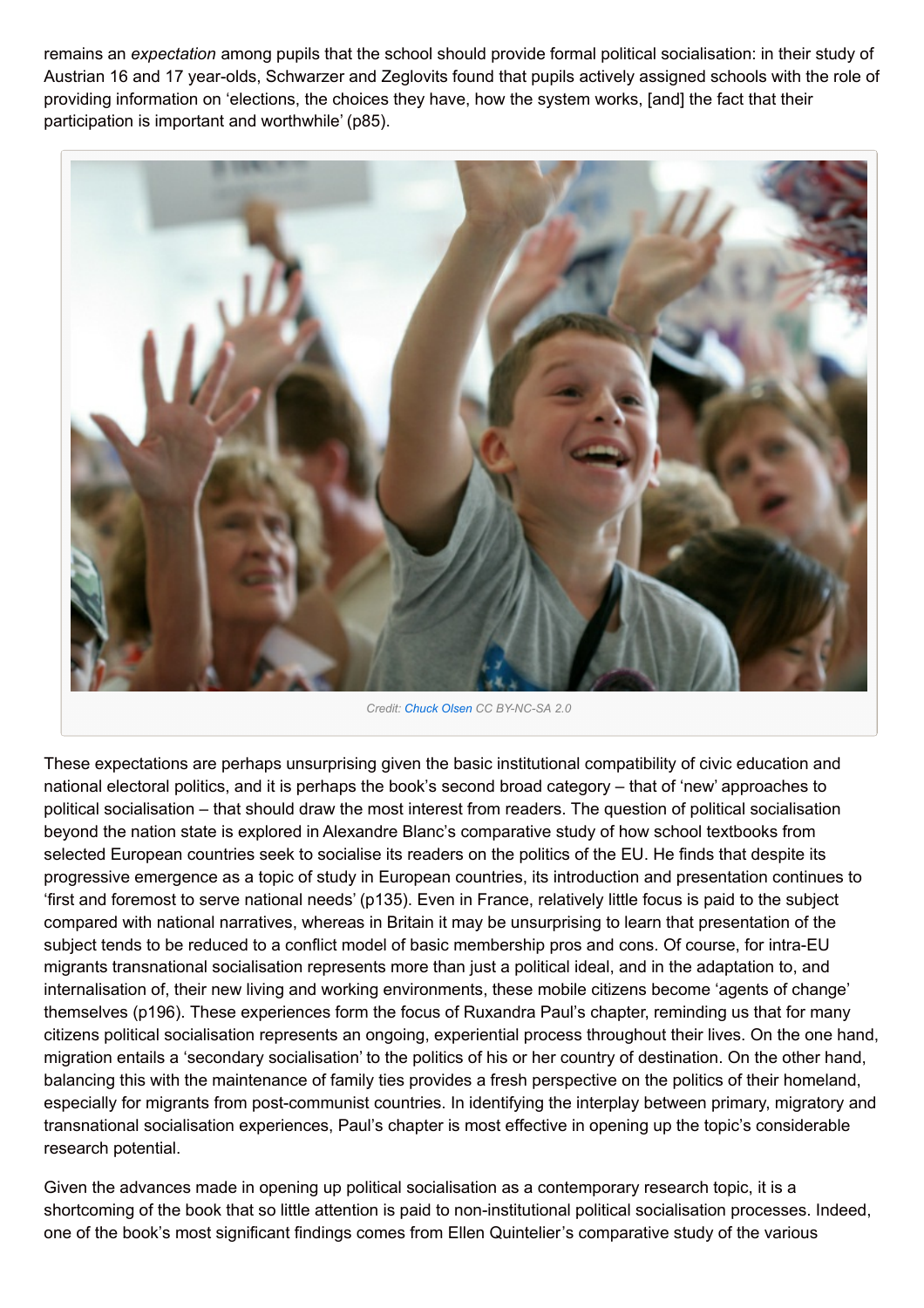remains an *expectation* among pupils that the school should provide formal political socialisation: in their study of Austrian 16 and 17 year-olds, Schwarzer and Zeglovits found that pupils actively assigned schools with the role of providing information on 'elections, the choices they have, how the system works, [and] the fact that their participation is important and worthwhile' (p85).

Credit: Chuck Olsen CC BY-NC-SA 2.0

These expectations are perhaps unsurprising given the basic institutional compatibility of civic education and national electoral politics, and it is perhaps the book's second broad category – that of 'new' approaches to political socialisation – that should draw the most interest from readers. The question of political socialisation beyond the nation state is explored in Alexandre Blanc's comparative study of how school textbooks from selected European countries seek to socialise its readers on the politics of the EU. He finds that despite its progressive emergence as a topic of study in European countries, its introduction and presentation continues to 'first and foremost to serve national needs' (p135). Even in France, relatively little focus is paid to the subject compared with national narratives, whereas in Britain it may be unsurprising to learn that presentation of the subject tends to be reduced to a conflict model of basic membership pros and cons. Of course, for intra-EU migrants transnational socialisation represents more than just a political ideal, and in the adaptation to, and internalisation of, their new living and working environments, these mobile citizens become 'agents of change' themselves (p196). These experiences form the focus of Ruxandra Paul's chapter, reminding us that for many citizens political socialisation represents an ongoing, experiential process throughout their lives. On the one hand, migration entails a 'secondary socialisation' to the politics of his or her country of destination. On the other hand, balancing this with the maintenance of family ties provides a fresh perspective on the politics of their homeland, especially for migrants from post-communist countries. In identifying the interplay between primary, migratory and transnational socialisation experiences, Paul's chapter is most effective in opening up the topic's considerable research potential.

Given the advances made in opening up political socialisation as a contemporary research topic, it is a shortcoming of the book that so little attention is paid to non-institutional political socialisation processes. Indeed, one of the book's most significant findings comes from Ellen Quintelier's comparative study of the various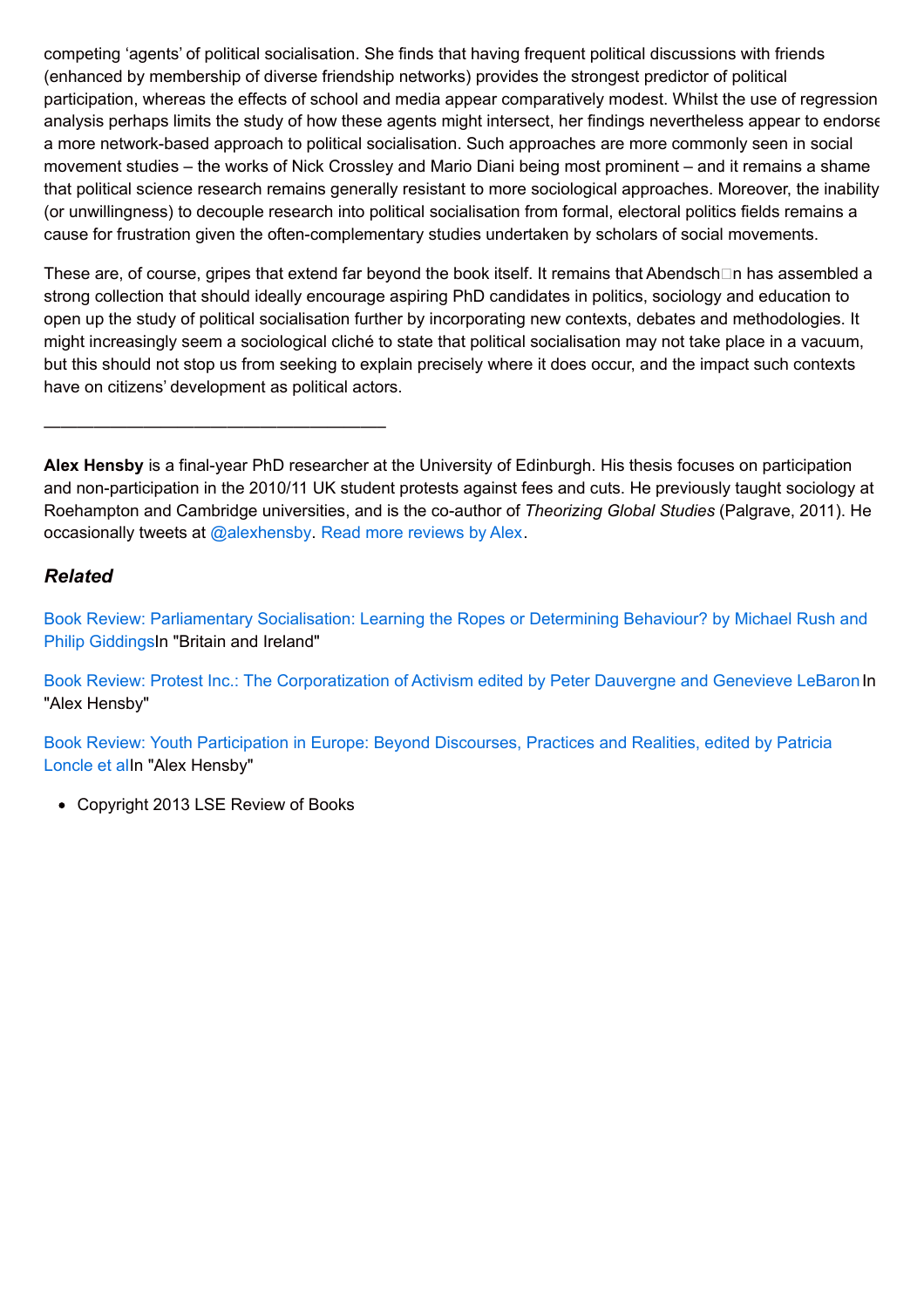competing ‘agents’ of political socialisation. She finds that having frequent political discussions with friends (enhanced by membership of diverse friendship networks) provides the strongest predictor of political participation, whereas the effects of school and media appear comparatively modest. Whilst the use of regression analysis perhaps limits the study of how these agents might intersect, her findings nevertheless appear to endorse a more network-based approach to political socialisation. Such approaches are more commonly seen in social movement studies – the works of Nick Crossley and Mario Diani being most prominent – and it remains a shame that political science research remains generally resistant to more sociological approaches. Moreover, the inability (or unwillingness) to decouple research into political socialisation from formal, electoral politics fields remains a cause for frustration given the often-complementary studies undertaken by scholars of social movements.

These are, of course, gripes that extend far beyond the book itself. It remains that Abendsch�n has assembled a strong collection that should ideally encourage aspiring PhD candidates in politics, sociology and education to open up the study of political socialisation further by incorporating new contexts, debates and methodologies. It might increasingly seem a sociological cliché to state that political socialisation may not take place in a vacuum, but this should not stop us from seeking to explain precisely where it does occur, and the impact such contexts have on citizens’ development as political actors.

———————————————————————

**Alex Hensby** is a final-year PhD researcher at the University of Edinburgh. His thesis focuses on participation and non-participation in the 2010/11 UK student protests against fees and cuts. He previously taught sociology at Roehampton and Cambridge universities, and is the co-author of *Theorizing Global Studies* (Palgrave, 2011). He occasionally tweets at @alexhensby. Read more reviews by Alex.

### *Related*

Book Review: Parliamentary Socialisation: Learning the Ropes or Determining Behaviour? by Michael Rush and Philip GiddingsIn "Britain and Ireland"

Book Review: Protest Inc.: The Corporatization of Activism edited by Peter Dauvergne and Genevieve LeBaron In "Alex Hensby"

Book Review: Youth Participation in Europe: Beyond Discourses, Practices and Realities, edited by Patricia Loncle et alIn "Alex Hensby"

- Copyright 2013 LSE Review of Books